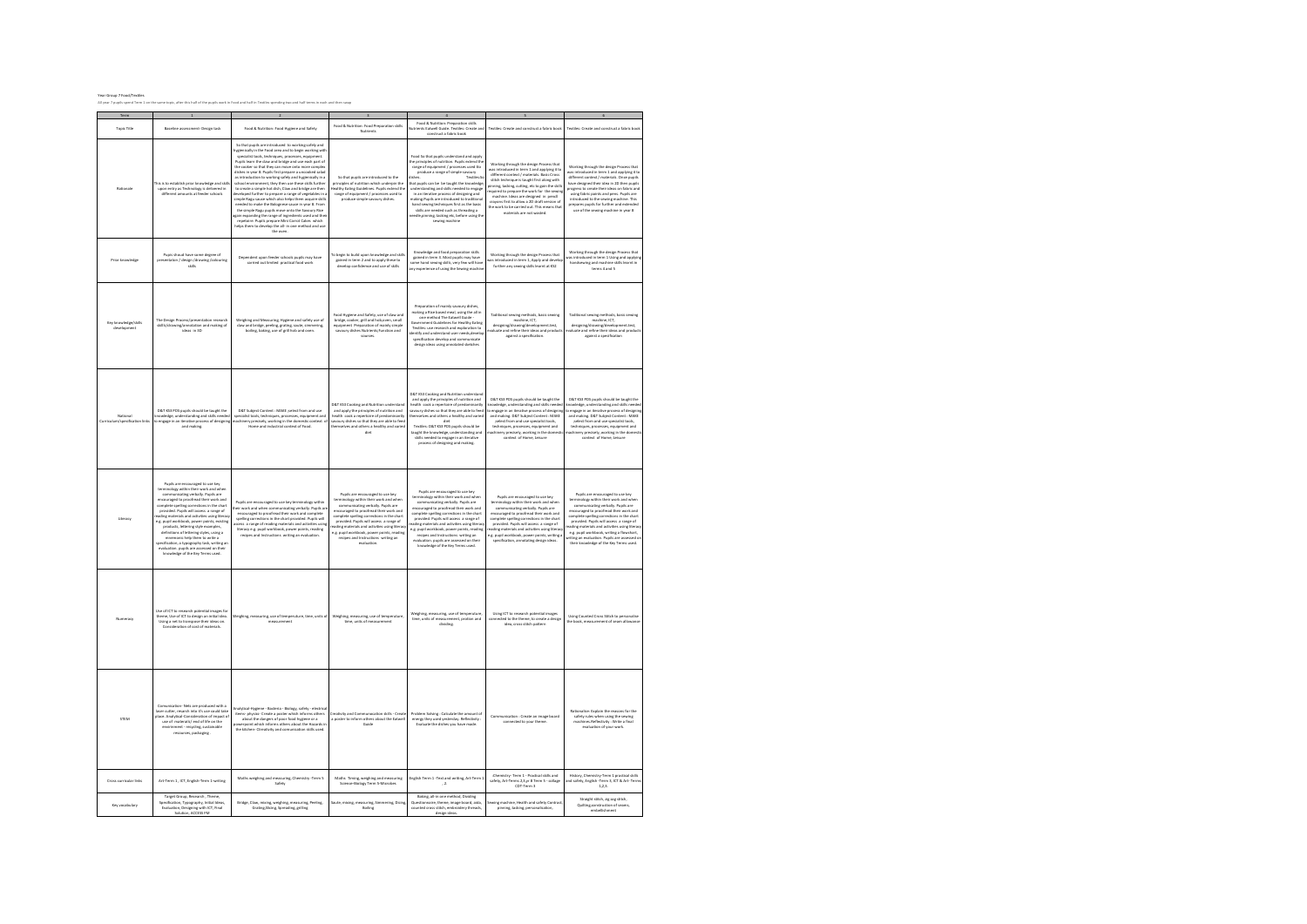Year Group 7 Food/Textiles

All year 7 pupils spend Term 1 on the same topic, after this half of the pupils work in Food and half in Textiles spending two and half terms in each and then swap.

| Term | 1 | 2 | 3 | 4 | 5 | 6 |
|---|---|---|---|---|---|---|
| Topic Title | Baseline assessment: Design task | Food & Nutrition: Food Hygiene and Safety | Food & Nutrition: Food Preparation skills Nutrients | Food & Nutrition Preparation skills Nutrients Eatwell Guide. Textiles: Create and construct a fabric book | Textiles: Create and construct a fabric book | Textiles: Create and construct a fabric book |
| Rationale | This is to establish prior knowledge and skills upon entry as Technology is delivered in different amounts at feeder schools | So that pupils are introduced to working safely and hygienically in the Food area and to begin working with specialist tools, techniques, processes, equipment. Pupils learn the claw and bridge and use each part of the cooker so that they can move onto more complex dishes in year 8. Pupils first prepare a crunchy salad as an introduction to working safely and hygienically in a school environment, they then use these skills further to create a simple hot dish. Claw and bridge are then developed further to prepare a range of vegetables in a simple Ragu sauce which also helps these acquire skills needed to make the Bolognese sauce in year 8. From the simple Ragu pupils move onto the Savoury Rice again expanding the range of ingredients used and their repetoire. Pupils prepare Mini Carrot Cakes which helps them to develop the all- in one method and use the oven. | So that pupils are introduced to the principles of nutrition which underpin the Healthy Eating Guidelines. Pupils extend the range of equipment and processes used to produce simple savoury dishes. | Food So that pupils understand and apply the principles of nutrition. Pupils extend the range of equipment / processes used tto produce a range of simple savoury dishes. Textiles So that pupils can be taught the knowledge, understanding and skills needed to engage in an iterative process of designing and making.Pupils are introduced to traditional hand sewing techniques first as the basic skills are needed such as threading a needle,pinning, tacking etc. before using the sewing machine | Working through the design Process that was introduced in term 1 and applying it to different context / materials. Basic Cross stitch techniques taught first along with pinning, tacking, cutting, etc to gain the skills required to prepare the work for the sewing machine. Ideas are designed in pencil crayons first to allow a 2D draft version of the work to be carried out. This means that materials are not wasted. | Working through the design Process that was introduced in term 1 and applying it to different context / materials. Once pupils have designed their ideas in 2D then pupils progress to create their ideas on fabric and using fabric pens and pens. Pupils are introduced to the sewing machine. This prepares pupils for further and extended use of the sewing machine in year 8 |
| Prior knowledge | Pupils should have some degree of presentation / design / drawing /colouring skills | Dependent upon feeder schools pupils may have carried out limited practical food work | To begin to build upon knowledge and skills gained in term 2 and to apply these to develop confidence and use of skills | Knowledge and food preparation skills gained in term 3. Most pupils may have some hand sewing skills, very few will have any experience of using the Sewing machine | Working through the design Process that was introduced in term 1. Apply and develop further any sewing skills learnt at KS2 | Working through the design Process that was introduced in term 1 Using and applying handsewing and machine skills learnt in terms 4 and 5 |
| Key knowledge/skills development | The Design Process/presentation research skills/drawing/annotation and making of ideas in 3D | Weighing and Measuring, Hygiene and safety use of claw and bridge, peeling, grating, saute, simmering, boiling, baking, use of grill hob and oven. | Food Hygiene and Safety, use of claw and bridge, cooker, grill and hob users, small equipment. Preparation of mainly simple savoury dishes Nutrients function and sources. | Preparation of mainly savoury dishes, making a flan based meal, using the all in one method The Eatwell Guide – Government Guidelines for Healthy Eating. Textiles: use research and exploration to identify and understand user needs,develop specification develop and communicate design ideas using annotated sketches. | Traditional sewing methods, basic sewing machine, ICT, designing/drawing/development,test, evaluate and refine their ideas and products against a specification. | Traditional sewing methods, basic sewing machine, ICT, designing/drawing/development,test, evaluate and refine their ideas and products against a specification |
| National Curriculum/specification links | D&T KS3 POS pupils should be taught the knowledge, understanding and skills needed to engage in an iterative process of designing and making. | D&T Subject Content - MAKE select from and use specialist tools, techniques, processes, equipment and machinery precisely, working in the domestic context of Home and industrial context of Food. | D&T KS3 Cooking and Nutrition understand and apply the principles of nutrition and health cook a repertoire of predominantly savoury dishes so that they are able to feed themselves and others a healthy and varied diet | D&T KS3 Cooking and Nutrition understand and apply the principles of nutrition and health cook a repertoire of predominantly savoury dishes so that they are able to feed themselves and others a healthy and varied diet. Textiles: D&T KS3 POS pupils should be taught the knowledge, understanding and skills needed to engage in an iterative process of designing and making. | D&T KS3 POS pupils should be taught the knowledge, understanding and skills needed to engage in an iterative process of designing and making. D&T Subject Content - MAKE select from and use specialist tools, techniques, processes, equipment and machinery precisely, working in the domestic context of Home, Leisure | D&T KS3 POS pupils should be taught the knowledge, understanding and skills needed to engage in an iterative process of designing and making. D&T Subject Content - MAKE select from and use specialist tools, techniques, processes, equipment and machinery precisely, working in the domestic context of Home, Leisure |
| Literacy | Pupils are encouraged to use key terminology within their work and when communicating verbally. Pupils are encouraged to proofread their work and complete spelling corrections in the chart provided. Pupils will assess a range of reading materials and activities using literacy e.g. pupil workbook, power points, existing products, lettering style examples, definitions of lettering styles, using a mnemonic help them to write a specification, a typography task, writing an evaluation. pupils are assessed on their knowledge of the Key Terms used. | Pupils are encouraged to use key terminology within their work and when communicating verbally. Pupils are encouraged to proofread their work and complete spelling corrections in the chart provided. Pupils will assess a range of reading materials and activities using literacy e.g. pupil workbook, power points, reading recipes and instructions writing an evaluation. | Pupils are encouraged to use key terminology within their work and when communicating verbally. Pupils are encouraged to proofread their work and complete spelling corrections in the chart provided. Pupils will assess a range of reading materials and activities using literacy e.g. pupil workbook, power points, reading recipes and instructions writing an evaluation. | Pupils are encouraged to use key terminology within their work and when communicating verbally. Pupils are encouraged to proofread their work and complete spelling corrections in the chart provided. Pupils will assess a range of reading materials and activities using literacy e.g. pupil workbook, power points, reading recipes and instructions writing an evaluation. pupils are assessed on their knowledge of the Key Terms used. | Pupils are encouraged to use key terminology within their work and when communicating verbally. Pupils are encouraged to proofread their work and complete spelling corrections in the chart provided. Pupils will assess a range of reading materials and activities using literacy e.g. pupil workbook, power points, writing a specification, annotating design ideas | Pupils are encouraged to use key terminology within their work and when communicating verbally. Pupils are encouraged to proofread their work and complete spelling corrections in the chart provided. Pupils will assess a range of reading materials and activities using literacy e.g. pupil workbook, writing a flowchart, writing an evaluation. Pupils are assessed on their knowledge of the Key Terms used. |
| Numeracy | Use of ICT to research potential images for theme. Use of ICT to design an initial idea. Using a net to transpose their ideas on. Consideration of cost of materials. | Weighing, measuring, use of temperature, time, units of measurement | Weighing, measuring, use of temperature, time, units of measurement | Weighing, measuring, use of temperature, time, units of measurement, portion and dividing. | Using ICT to research potential images connected to the theme, to create a design idea, cross stitch pattern | Using Counted Cross Stitch to personalise the book, measurement of seam allowance |
| STEM | Communication- Nets are produced with a laser cutter, research into it's use could take place. Analytical-Consideration of impact of use of materials/ end of life on the environment - recycling, sustainable resources, packaging | Analytical Hygiene - Bacteria - Biology, safety - electrical items- physics- Create a poster which informs others about the dangers of poor food hygiene or a powerpoint which informs others about the Hazards in the kitchen- Creativity and communication skills used. | Creativity and Communication skills -Create a poster to inform others about the Eatwell Guide | Problem Solving - Calculate the amount of energy they used yesterday. Reflectivity - Evaluate the dishes you have made. | Communication - Create an image board connected to your theme. | Rationalism Explain the reasons for the safety rules when using the sewing machines.Reflectivity - Write a final evaluation of your work. |
| Cross curricular links | Art-Term 1, ICT, English-Term 1-writing | Maths weighing and measuring, Chemistry -Term 3 Safety | Maths -Timing, weighing and measuring Science-Biology Term 3-Microbes | English Term 1 -Text and writing, Art-Term 1, 2. | Chemistry- Term 1 - Practical skills and safety, Art-Terms 2,3 or 6 Term 5 - collage CDT-Term 3 | History, Chemistry-Term 1 practical skills and safety, English -Term 3, ICT & Art- Terms 1,2,3. |
| Key vocabulary | Target Group, Research , Theme, Specification, Typography, Initial Ideas, Evaluation, Designing with ICT, Final Solution, ACCESS FM | Bridge, Claw, mixing, weighing, measuring, Peeling, Grating,Slicing, Spreading, grilling | Saute, mixing, measuring, Simmering, Dicing Boiling | Baking, all-in one method, Dividing, Questionnaire, theme, image board, aida, counted cross stitch, embroidery threads, design ideas. | Sewing machine, Health and safety Controls, pinning, tacking, personalisation, | Straight stitch, zig zag stitch, Quilting,construction of seams, embellishment |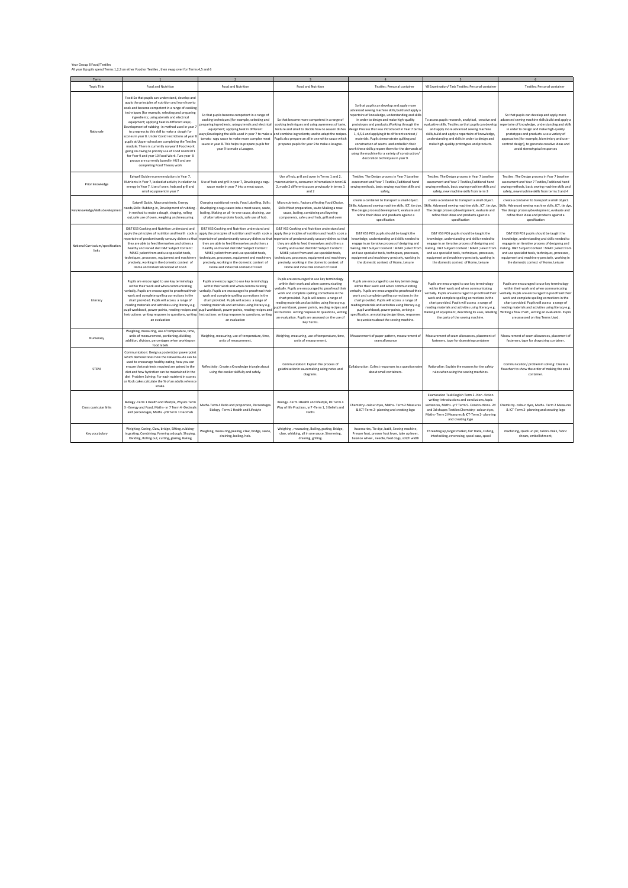Year Group 8 Food/Textiles

All year 8 pupils spend Terms 1,2,3 on ether Food or Textiles , then swap over for Terms 4,5 and 6

| Term | 1 | 2 | 3 | 4 | 5 | 6 |
|---|---|---|---|---|---|---|
| Topic Title | Food and Nutrition | Food and Nutrition | Food and Nutrition | Textiles: Personal container | Y8 Examination/ Task Textiles: Personal container | Textiles: Personal container |
| Rationale | Food:So that pupils can understand, develop and apply the principles of nutrition and learn how to cook and become competent in a range of cooking techniques [for example, selecting and preparing ingredients; using utensils and electrical equipment; applying heat in different ways; Development of rubbing -in method used in year 7 to progress to this skill to make a dough for scones in year 8. Under Covid restrictions all year 8 pupils at Upper school are completing the Textiles module. There is currently no year 8 Food work going on owing to priority use of Food room DT1 for Year 9 and year 10 Food Work. Two year 8 groups are currently based in HU3 and are completing Food Theory work | So that pupils become competent in a range of cooking techniques [for example, selecting and preparing ingredients; using utensils and electrical equipment; applying heat in different ways;Developing the skills used in year 7 to make a tomato ragu sauce to make more complex meat sauce in year 8. This helps to prepare pupils for year 9 to make a Lasagne. | So that become more competent in a range of cooking techniques and using awareness of taste, texture and smell to decide how to season dishes and combine ingredients; and to adapt the recipes. Pupils also prepare an all in one white sauce which prepares pupils for year 9 to make a lasagne. | So that pupils can develop and apply more advanced sewing machine skills,build and apply a repertoire of knowledge, understanding and skills in order to design and make high-quality prototypes and products.Working through the design Process that was introduced in Year 7 terms 1, 4,5,6 and applying it to different context / materials. Pupils demonstrate quilting and construction of seams and embellish their work.these skills prepare them for the demands of using the machine for a variety of construction/ decoration techniques in year 9. | To assess pupils research, analytical, creative and evaluative skills. Textiles:so that pupils can develop and apply more advanced sewing machine skills,build and apply a repertoire of knowledge, understanding and skills in order to design and make high-quality prototypes and products. | So that pupils can develop and apply more advanced sewing machine skills,build and apply a repertoire of knowledge, understanding and skills in order to design and make high-quality prototypes and products .use a variety of approaches [for example, biomimicry and user-centred design], to generate creative ideas and avoid stereotypical responses |
| Prior knowledge | Eatwell Guide recommendations in Year 7, Nutrients in Year 7, looked at activity in relation to energy in Year 7. Use of oven, hob and grill and small equipment in year 7 | Use of hob and grill in year 7, Developing a ragu sauce made in year 7 into a meat sauce, | Use of hob, grill and oven in Terms 1 and 2, macronutrients, consumer infromation in term1& 2, made 2 different sauces previously in terms 1 and 2 | Textiles: The Design process in Year 7 baseline assessment and Year 7 Textiles,Taditional hand sewing methods, basic sewing machine skills and safety, | Textiles: The Design process in Year 7 baseline assessment and Year 7 Textiles,Taditional hand sewing methods, basic sewing machine skills and safety, new machine skills from term 3 | Textiles: The Design process in Year 7 baseline assessment and Year 7 Textiles,Taditional hand sewing methods, basic sewing machine skills and safety, new machine skills from terms 3 and 4 |
| Key knowledge/skills development | Eatwell Guide, Macronutrients, Energy needs,Skills: Rubbing-in, Development of rubbing -in method to make a dough, shaping, rolling out,safe use of oven, weighing and measuring | Changing nutritional needs, Food Labelling. Skills: developing a ragu sauce into a meat sauce, saute, boiling. Making an all -in-one sauce, draining, use of alternative protein foods, safe use of hob. | Micronutrients, Factors affecting Food Choice, Skills:Meat preparation, saute Making a roux sauce, boiling, combining and layering components, safe use of hob, grill and oven | create a container to transport a small object. Skills: Advanced sewing machine skills, ICT, tie dye, The design process/development, evaluate and refine their ideas and products against a specification | create a container to transport a small object. Skills: Advanced sewing machine skills, ICT, tie dye, The design process/development, evaluate and refine their ideas and products against a specification | create a container to transport a small object. Skills: Advanced sewing machine skills, ICT, tie dye, The design process/development, evaluate and refine their ideas and products against a specification |
| National Curriculum/specification links | D&T KS3 Cooking and Nutrition understand and apply the principles of nutrition and health cook a repertoire of predominantly savoury dishes so that they are able to feed themselves and others a healthy and varied diet D&T Subject Content : MAKE ;select from and use specialist tools, techniques, processes, equipment and machinery precisely, working in the domestic context of Home and industrial context of Food. | D&T KS3 Cooking and Nutrition understand and apply the principles of nutrition and health cook a repertoire of predominantly savoury dishes so that they are able to feed themselves and others a healthy and varied diet D&T Subject Content : MAKE ;select from and use specialist tools, techniques, processes, equipment and machinery precisely, working in the domestic context of Home and industrial context of Food | D&T KS3 Cooking and Nutrition understand and apply the principles of nutrition and health cook a repertoire of predominantly savoury dishes so that they are able to feed themselves and others a healthy and varied diet D&T Subject Content : MAKE ;select from and use specialist tools, techniques, processes, equipment and machinery precisely, working in the domestic context of Home and industrial context of Food | D&T KS3 POS pupils should be taught the knowledge, understanding and skills needed to engage in an iterative process of designing and making. D&T Subject Content : MAKE ;select from and use specialist tools, techniques, processes, equipment and machinery precisely, working in the domestic context of Home, Leisure | D&T KS3 POS pupils should be taught the knowledge, understanding and skills needed to engage in an iterative process of designing and making. D&T Subject Content : MAKE ;select from and use specialist tools, techniques, processes, equipment and machinery precisely, working in the domestic context of Home, Leisure | D&T KS3 POS pupils should be taught the knowledge, understanding and skills needed to engage in an iterative process of designing and making. D&T Subject Content : MAKE ;select from and use specialist tools, techniques, processes, equipment and machinery precisely, working in the domestic context of Home, Leisure |
| Literacy | Pupils are encouraged to use key terminology within their work and when communicating verbally. Pupils are encouraged to proofread their work and complete spelling corrections in the chart provided. Pupils will access a range of reading materials and activities using literacy e.g. pupil workbook, power points, reading recipes and instructions writing respones to questions, writing an evaluation | Pupils are encouraged to use key terminology within their work and when communicating verbally. Pupils are encouraged to proofread their work and complete spelling corrections in the chart provided. Pupils will access a range of reading materials and activities using literacy e.g. pupil workbook, power points, reading recipes and instructions writing respones to questions, writing an evaluation | Pupils are encouraged to use key terminology within their work and when communicating verbally. Pupils are encouraged to proofread their work and complete spelling corrections in the chart provided. Pupils will access a range of reading materials and activities using literacy e.g. pupil workbook, power points, reading recipes and instructions writing respones to questions, writing an evaluation. Pupils are assessed on the use of Key Terms. | Pupils are encouraged to use key terminology within their work and when communicating verbally. Pupils are encouraged to proofread their work and complete spelling corrections in the chart provided. Pupils will access a range of reading materials and activities using literacy e.g. pupil workbook, power points, writing a specification, annotating design ideas, responses to questions about the sewing machine. | Pupils are encouraged to use key terminology within their work and when communicating verbally. Pupils are encouraged to proofread their work and complete spelling corrections in the chart provided. Pupils will access a range of reading materials and activities using literacy e.g. Naming of equipment, describing its uses, labelling the parts of the sewing machine. | Pupils are encouraged to use key terminology within their work and when communicating verbally. Pupils are encouraged to proofread their work and complete spelling corrections in the chart provided. Pupils will access a range of reading materials and activities using literacy e.g. Writing a flow chart , writing an evaluation. Pupils are assessed on Key Terms Used. |
| Numeracy | Weighing, measuring, use of temperature, time, units of measurement, portioning, dividing, addition, division ,percentages when working on food labels | Weighing, measuring, use of temperature, time, units of measurement, | Weighing, measuring, use of temperature, time, units of measurement, | Measurement of paper pattern, measurement of seam allowance | Measurement of seam allowances, placement of fasteners, tape for drawstring container | Measurement of seam allowances, placement of fasteners, tape for drawstring container. |
| STEM | Communication: Design a poster(s) or powerpoint which demonstrates how the Eatwell Guide can be used to encourage healthy eating, how you can ensure that nutrients required are gained in the diet and how hydration can be maintained in the diet Problem Solving: For each nutrient in scones or Rock cakes calculate the % of an adults reference intake. | Reflectivity: Create a Knowledge triangle about using the cooker skilfully and safely. | Communication: Explain the process of gelatinisationin saucemaking using notes and diagrams. | Collaboration: Collect responses to a questionnaire about small containers. | Rationalise: Explain the reasons for the safety rules when using the sewing machines. | Communication/ problemm solving: Create a flowchart to show the order of making the small container. |
| Cross curricular links | Biology -Term 1 Health and lifestyle, Physics Term 3 - Energy and Food, Maths- yr 7 Term 4 -Decimals and percentages, Maths -yr8 Term 1 Decimals | Maths-Term 4 Ratio and proportion, Percentages. Biology -Term 1 Health and Lifestyle | Biology -Term 1Health and lifestyle, RE Term 4 Way of life Practices, yr7 -Term 1, 3 Beliefs and Faiths | Chemistry- colour dyes, Maths- Term 2 Measures & ICT-Term 2- planning and creating logo | Examination Task English Term 2 - Non -fiction writing -introductions and conclusions, topic sentences, Maths -yr7 Term 5- Constructions- 2d and 3d shapes Textiles:Chemistry- colour dyes, Maths- Term 2 Measures & ICT-Term 2- planning and creating logo | Chemistry- colour dyes, Maths- Term 2 Measures & ICT-Term 2- planning and creating logo |
| Key vocabulary | Weighing, Coring, Claw, bridge, Sifting, rubbing-in,grating, Combining, Forming a dough, Shaping, Dividing, Rolling out, cutting, glazing, Baking | Weighing, measuring,peeling, claw, bridge, saute, draining, boiling, hob. | Weighing , measuring, Boiling, grating, Bridge, claw, whisking, all in one sauce, Simmering, draining, grilling. | Accessories, Tie dye, batik, Sewing machine, Presser foot, presser foot lever, take up lever, balance wheel , needle, feed dogs, stitch width | Threading up,target market, fair trade, Fishing, interlocking, reversing, spool case, spool | machining, Quick un pic, tailors chalk, fabric shears, embellishment, |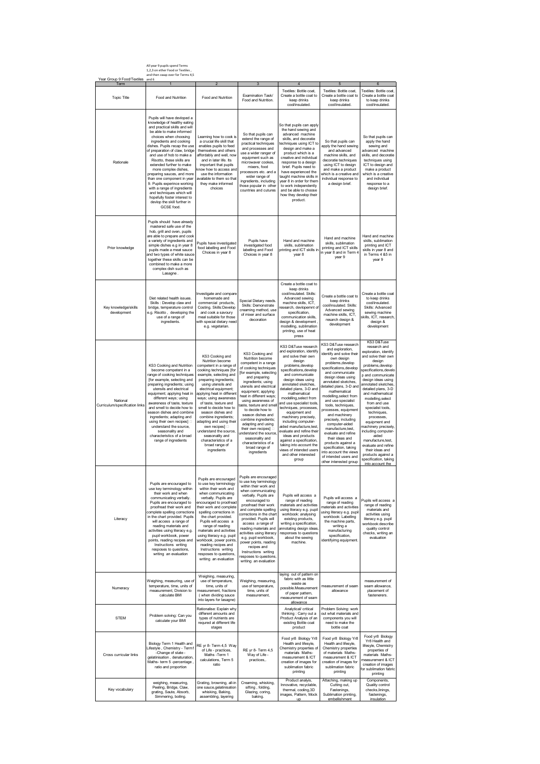All year 9 pupils spend Terms 1,2,3 on either Food or Textiles , and then swap over for Terms 4,5 and 6

| Year Group 9 Food/Textiles | | | | | | |
|---|---|---|---|---|---|---|
| Term | 1 | 2 | 3 | 4 | 5 | 6 |
| Topic Title | Food and Nutrition | Food and Nutrition | Examination Task/ Food and Nutrition. | Textiles: Bottle coat, Create a bottle coat to keep drinks cool/insulated. | Textiles: Bottle coat, Create a bottle coat to keep drinks cool/insulated. | Textiles: Bottle coat, Create a bottle coat to keep drinks cool/insulated. |
| Rationale | Pupils will have devloped a knowledge of healthy eating and practical skills and will be able to make informed choices when choosing ingredients and cooking dishes. Pupils recap the use of preparation of claw, bridge and use of hob to make a Risotto, these skills are extended further to make more complex dishes, preparing sauces, and more than one component in year 9. Pupils experince working with a range of ingredients and techniques which will hopefully foster interest to devlop the skill further in GCSE food. | Learning how to cook is a crucial life skill that enables pupils to feed themselves and others affordably and well, now and in later life. Its important that pupils know how to access and use the information available to them so that they make informed choices | So that pupils can extend the range of practical techniques and processes and use a wider ranger of equipment such as microwaver cookes, mixers, food processors etc. and a wider range of ingredients, including those popular in other countries and cutures | So that pupils can apply the hand sewing and advanced machine skills, and decoratie techniques using ICT to design and make a product which is a creative and individual response to a design brief. Pupils need to have experienced the taught machine skills in year 8 in order for them to work independently and be able to choose how they develop their product. | So that pupils can apply the hand sewing and advanced machine skills, and decoratie techniques using ICT to design and make a product which is a creative and individual response to a design brief. | So that pupils can apply the hand sewing and advanced machine skills, and decoratie techniques using ICT to design and make a product which is a creative and individual response to a design brief. |
| Prior knowledge | Pupils should have already mastered safe use of the hob, grill and oven, pupils are able to prepare and cook a variety of ingredients and simple dishes e.g in year 8 pupils made a meat sauce and two types of white sauce together these skills can be combined to make a more complex dish such as Lasagne . | Pupils have investigated food labelling and Food Choices in year 8 | Pupils have investigated food labelling and Food Choices in year 8 | Hand and machine skills, sublimation printing and ICT skills in year 8 | Hand and machine skills, sublimation printing and ICT skills in year 8 and in Term 4 year 9 | Hand and machine skills, sublimation printing and ICT skills in year 8 and in Terms 4 &5 in year 9 |
| Key knowledge/skills development | Diet related health issues. Skills : Develop claw and bridge, temperature control e.g. Risotto, developing the use of a range of ingredients. | Investigate and compare homemade and commercial products, Costing. Skills:Develop and cook a savoury meal suitable for those with special dietary need e.g. vegetarian. | Special Dietary needs. Skills: Demonstrate creaming method, use of mixer and surface decoration | Create a bottle coat to keep drinks cool/insulated. Skills: Advanced sewing machine skills, ICT, research, devlopemnt of specification, communication skills, design & development , modelling, sublimation printing, use of heat press | Create a bottle coat to keep drinks cool/insulated. Skills: Advanced sewing machine skills, ICT, resarch design & development | Create a bottle coat to keep drinks cool/insulated. Skills: Advanced sewing machine skills, ICT, research, design & development |
| National Curriculum/specification links | KS3 Cooking and Nutrition become competent in a range of cooking techniques [for example, selecting and preparing ingredients; using utensils and electrical equipment; applying heat in different ways; using awareness of taste, texture and smell to decide how to season dishes and combine ingredients; adapting and using their own recipes] understand the source, seasonality and characteristics of a broad range of ingredients | KS3 Cooking and Nutrition become competent in a range of cooking techniques [for example, selecting and preparing ingredients; using utensils and electrical equipment; applying heat in different ways; using awareness of taste, texture and smell to decide how to season dishes and combine ingredients; adapting and using their own recipes] understand the source, seasonality and characteristics of a broad range of ingredients | KS3 Cooking and Nutrition become competent in a range of cooking techniques [for example, selecting and preparing ingredients; using utensils and electrical equipment; applying heat in different ways; using awareness of taste, texture and smell to decide how to season dishes and combine ingredients; adapting and using their own recipes] understand the source, seasonality and characteristics of a broad range of ingredients | KS3 D&Tuse research and exploration, identify and solve their own design problems,develop specifications,develop and communicate design ideas using annotated sketches, detailed plans, 3-D and mathematical modelling,select from and use specialist tools, techniques, processes, equipment and machinery precisely, including computer-aided manufacture,test, evaluate and refine their ideas and products against a specification, taking into account the views of intended users and other interested group | KS3 D&Tuse research and exploration, identify and solve their own design problems,develop specifications,develop and communicate design ideas using annotated sketches, detailed plans, 3-D and mathematical modelling,select from and use specialist tools, techniques, processes, equipment and machinery precisely, including computer-aided manufacture,test, evaluate and refine their ideas and products against a specification, taking into account the views of intended users and other interested group | KS3 D&Tuse research and exploration, identify and solve their own design problems,develop specifications,develo p and communicate design ideas using annotated sketches, detailed plans, 3-D and mathematical modelling,select from and use specialist tools, techniques, processes, equipment and machinery precisely, including computer-aided manufacture,test, evaluate and refine their ideas and products against a specification, taking into account the |
| Literacy | Pupils are encouraged to use key terminology within their work and when communicating verbally. Pupils are encouraged to proofread their work and complete spelling corrections in the chart provided. Pupils will access a range of reading materials and activities using literacy e.g. pupil workbook, power points, reading recipes and Instructions writing resposes to questions, writing an evaluation | Pupils are encouraged to use key terminology within their work and when communicating verbally. Pupils are encouraged to proofread their work and complete spelling corrections in the chart provided. Pupils will access a range of reading materials and activities using literacy e.g. pupil workbook, power points, reading recipes and Instructions writing resposes to questions, writing an evaluation | Pupils are encouraged to use key terminology within their work and when communicating verbally. Pupils are encouraged to proofread their work and complete spelling corrections in the chart provided. Pupils will access a range of reading materials and activities using literacy e.g. pupil workbook, power points, reading recipes and Instructions writing resposes to questions, writing an evaluation | Pupils will access a range of reading materials and activities using literacy e.g. pupil workbook: analysing existing products, writing a specification, annotating design ideas, responses to questions about the sewing machine. | Pupils will access a range of reading materials and activities using literacy e.g. pupil workbook: Labelling the machine parts, writing a manufacturing specification, identifying equipment. | Pupils will access a range of reading materials and activities using literacy e.g. pupil workbook:describe quality control checks, writing an evaluation |
| Numeracy | Weighing, measuring, use of temperature, time, units of measurement, Division to calculate BMI | Weighing, measuring, use of temperature, time, units of measurement, fractions ( when dividing sauce into layers for lasagne) | Weighing, measuring, use of temperature, time, units of measurement, | laying out of pattern on fabric with as little waste as possible.Measurement of paper pattern, measurement of seam allowance | measurement of seam allowance | measurement of seam allowance, placement of fastenerers. |
| STEM | Problem solving: Can you calculate your BMI | Rationalise: Explain why different amounts and types of nutrients are requred at different life stages | | Analytical/ critical thinking : Carry out a Product Analysis of an existing Bottle coat product | Problem Solving: work out what materials and components you will need to make the bottle coat | |
| Cross curricular links | Biology Term 1 Health and Lifestyle , Chemistry - Term1 -Change of state - gelatinisation , denaturation, Maths- term 5 -percentage , ratio and proportion | RE yr 8- Term 4,5 Way of Life - practices, Maths -Term 1 calculations, Term 5 ratio | RE yr 8- Term 4,5 Way of Life - practices,. | Food yr8 Biology Yr8 Health and lifesyle, Chemistry properties of materials Maths- measurement & ICT creation of images for sublimation fabric printing | Food yr8 Biology Yr8 Health and lifesyle, Chemistry properties of materials Maths- measurement & ICT creation of images for sublimation fabric printing | Food yr8 Biology Yr8 Health and lifesyle, Chemistry properties of materials Maths- measurement & ICT creation of images for sublimation fabric printing |
| Key vocabulary | weighing, measuring, Peeling, Bridge, Claw, grating, Saute, Absorb, Simmering, boiling. | Grating, browning, all-in one sauce,gelatinisation whisking, Baking, assembling, layering | Creaming, whisking, sifting , folding, Glazing, coring, baking. | Product analyis, Innovative, recyclable, thermal, cooling,3D images, Pattern, Mock up | Attaching, making up Cutting out, Fastenings, Sublimation printing, embellishment | Components, Quality control checks,linings, fastenings, insulation |